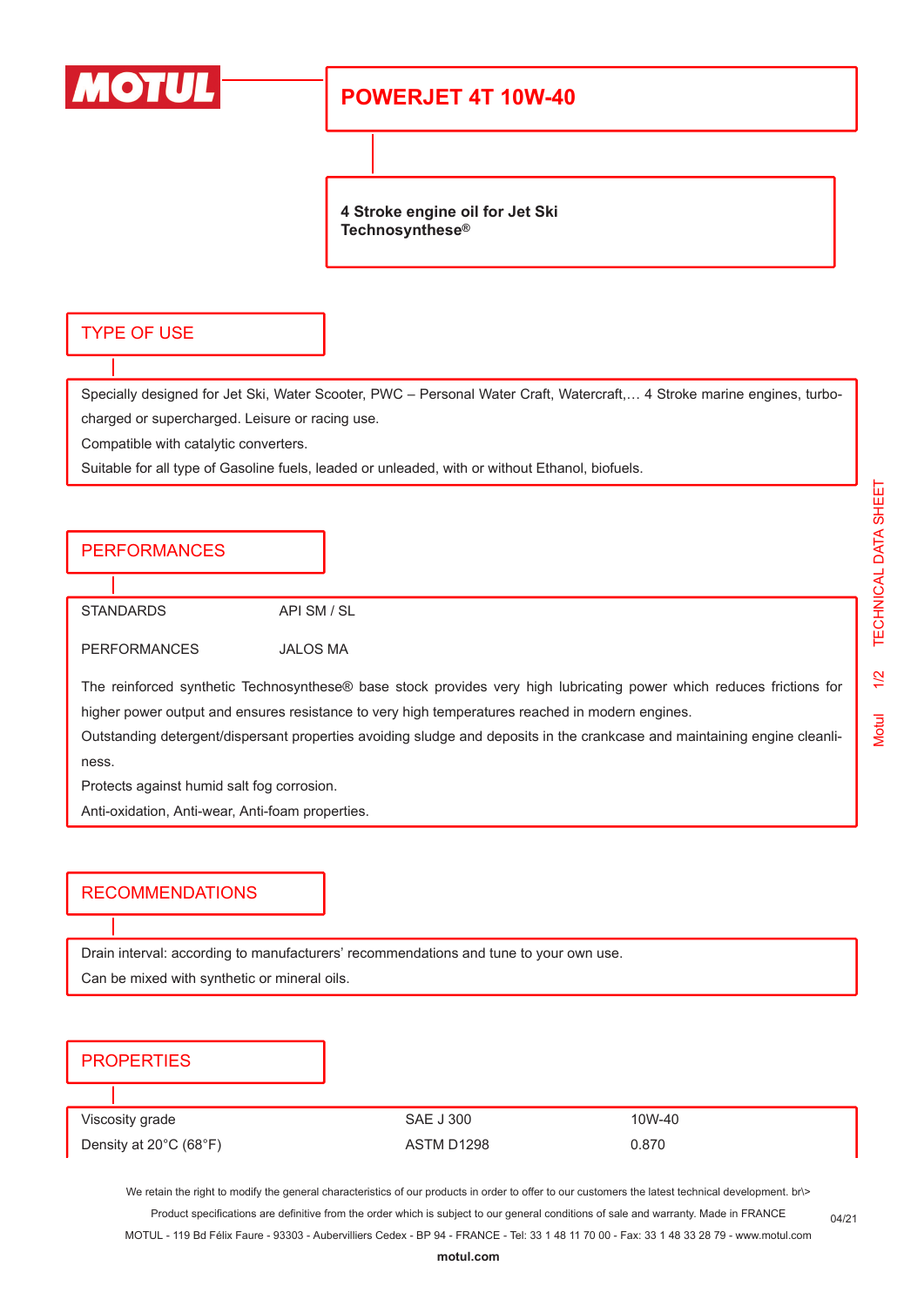# MOTUL

## POWERJET 4T 10W-40

**4 Stroke engine oil for Jet Ski**
**Technosynthese®**

## TYPE OF USE

Specially designed for Jet Ski, Water Scooter, PWC – Personal Water Craft, Watercraft,… 4 Stroke marine engines, turbo-charged or supercharged. Leisure or racing use.

Compatible with catalytic converters.

Suitable for all type of Gasoline fuels, leaded or unleaded, with or without Ethanol, biofuels.

## PERFORMANCES

STANDARDS API SM / SL

PERFORMANCES JALOS MA

The reinforced synthetic Technosynthese® base stock provides very high lubricating power which reduces frictions for higher power output and ensures resistance to very high temperatures reached in modern engines.

Outstanding detergent/dispersant properties avoiding sludge and deposits in the crankcase and maintaining engine cleanliness.

Protects against humid salt fog corrosion.

Anti-oxidation, Anti-wear, Anti-foam properties.

## RECOMMENDATIONS

Drain interval: according to manufacturers' recommendations and tune to your own use.

Can be mixed with synthetic or mineral oils.

## PROPERTIES

| | | |
|---|---|---|
| Viscosity grade | SAE J 300 | 10W-40 |
| Density at 20°C (68°F) | ASTM D1298 | 0.870 |

We retain the right to modify the general characteristics of our products in order to offer to our customers the latest technical development. br\>
Product specifications are definitive from the order which is subject to our general conditions of sale and warranty. Made in FRANCE
MOTUL - 119 Bd Félix Faure - 93303 - Aubervilliers Cedex - BP 94 - FRANCE - Tel: 33 1 48 11 70 00 - Fax: 33 1 48 33 28 79 - www.motul.com
**motul.com**

04/21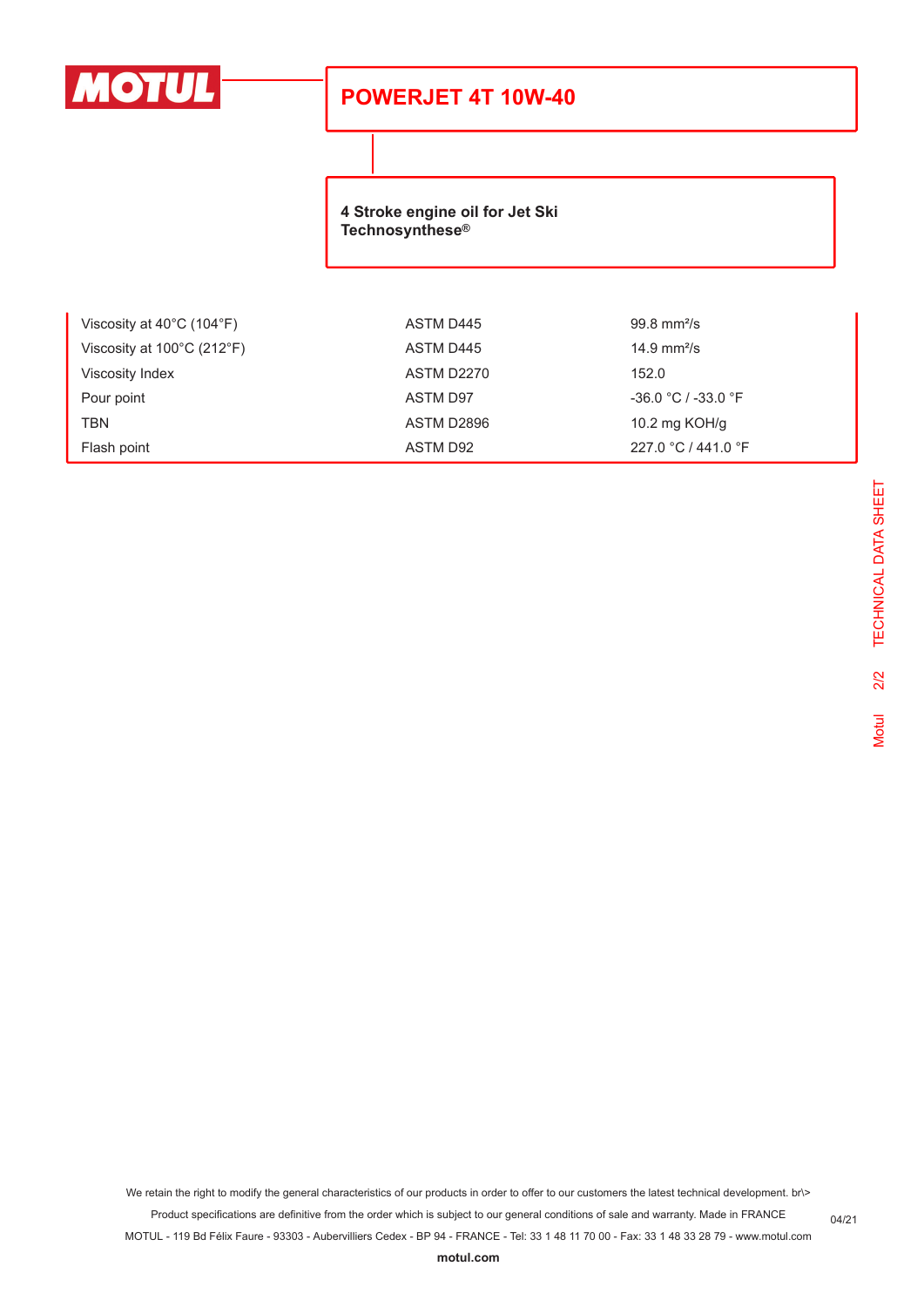# POWERJET 4T 10W-40

**4 Stroke engine oil for Jet Ski**
**Technosynthese®**

| | | |
|---|---|---|
| Viscosity at 40°C (104°F) | ASTM D445 | 99.8 mm²/s |
| Viscosity at 100°C (212°F) | ASTM D445 | 14.9 mm²/s |
| Viscosity Index | ASTM D2270 | 152.0 |
| Pour point | ASTM D97 | -36.0 °C / -33.0 °F |
| TBN | ASTM D2896 | 10.2 mg KOH/g |
| Flash point | ASTM D92 | 227.0 °C / 441.0 °F |

We retain the right to modify the general characteristics of our products in order to offer to our customers the latest technical development. br\>
Product specifications are definitive from the order which is subject to our general conditions of sale and warranty. Made in FRANCE
MOTUL - 119 Bd Félix Faure - 93303 - Aubervilliers Cedex - BP 94 - FRANCE - Tel: 33 1 48 11 70 00 - Fax: 33 1 48 33 28 79 - www.motul.com

**motul.com**

04/21